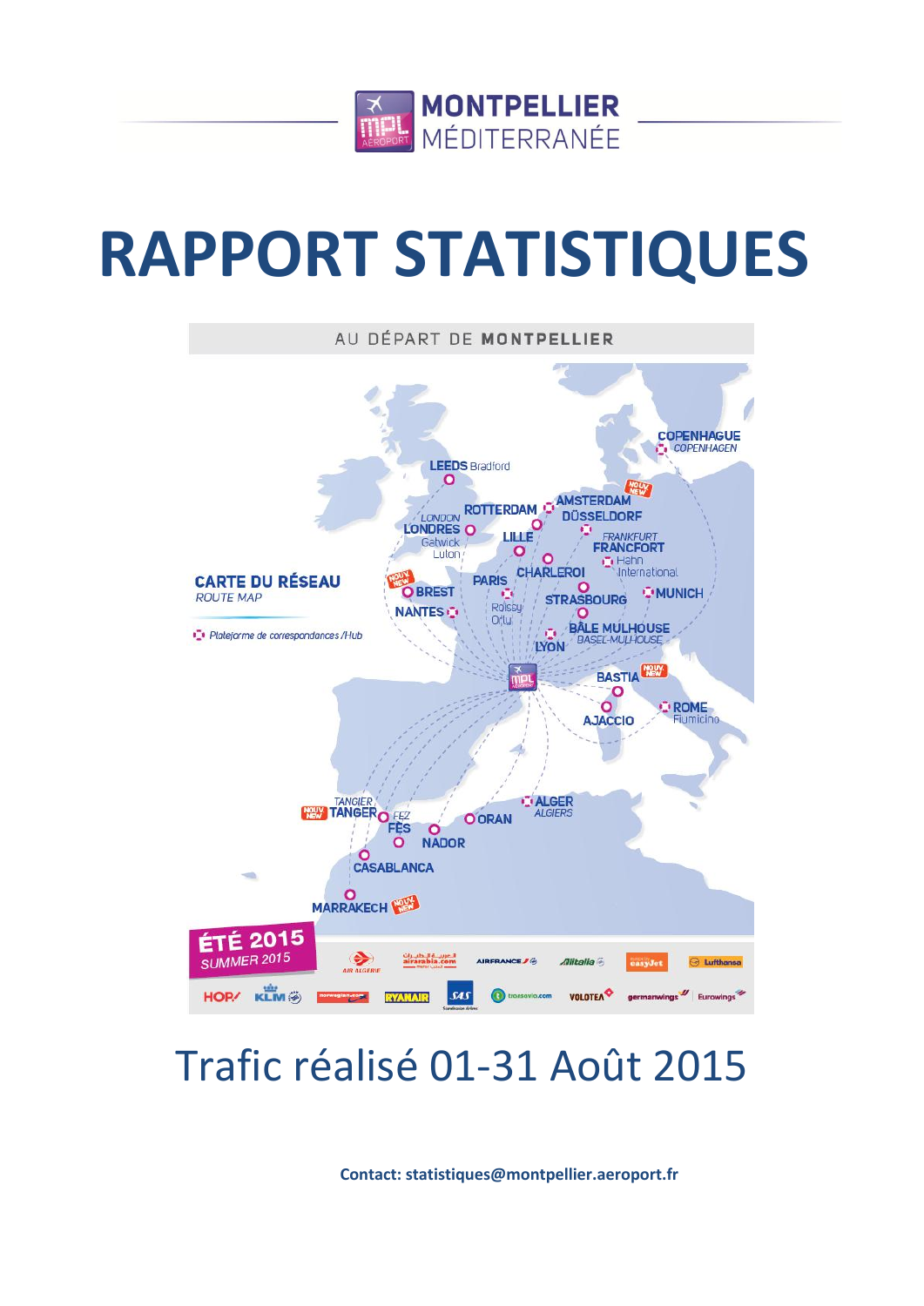MONTPELLIER MÉDITERRANÉE

# RAPPORT STATISTIQUES

AU DÉPART DE **MONTPELLIER**

**CARTE DU RÉSEAU**
*ROUTE MAP*

*Plateforme de correspondances /Hub*

LEEDS Bradford
LONDRES *LONDON* Gatwick Luton
ROTTERDAM
AMSTERDAM
DÜSSELDORF
LILLE
FRANCFORT *FRANKFURT* Hahn International
CHARLEROI
PARIS Roissy Orly
BREST
NANTES
STRASBOURG
MUNICH
BÂLE MULHOUSE *BASEL-MULHOUSE*
LYON
COPENHAGUE *COPENHAGEN*
BASTIA
AJACCIO
ROME Fiumicino
TANGER *TANGIER*
FÈS *FEZ*
NADOR
ORAN
ALGER *ALGIERS*
CASABLANCA
MARRAKECH

**ÉTÉ 2015**
*SUMMER 2015*

# Trafic réalisé 01-31 Août 2015

**Contact: statistiques@montpellier.aeroport.fr**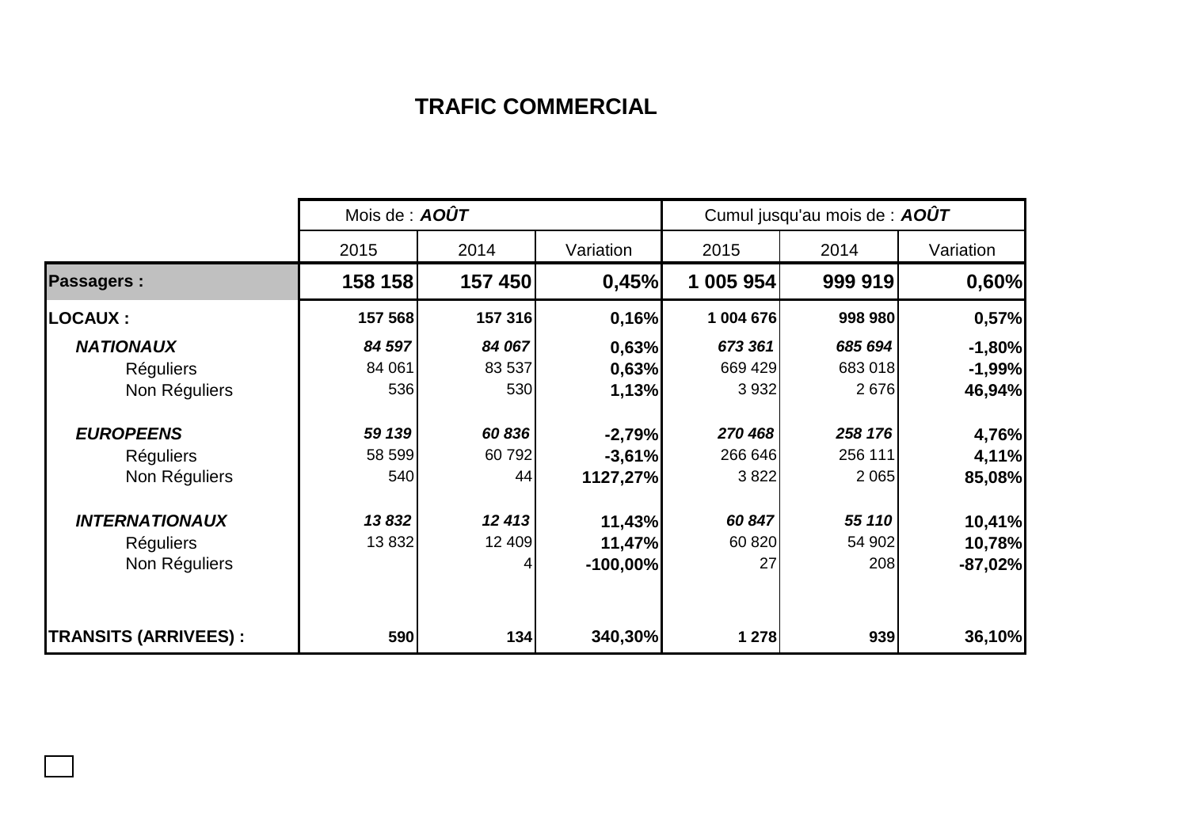# TRAFIC COMMERCIAL

| | Mois de : ***AOÛT*** | | | Cumul jusqu'au mois de : ***AOÛT*** | | |
|---|---|---|---|---|---|---|
| | 2015 | 2014 | Variation | 2015 | 2014 | Variation |
| **Passagers :** | **158 158** | **157 450** | **0,45%** | **1 005 954** | **999 919** | **0,60%** |
| **LOCAUX :** | **157 568** | **157 316** | **0,16%** | **1 004 676** | **998 980** | **0,57%** |
| ***NATIONAUX*** | ***84 597*** | ***84 067*** | **0,63%** | ***673 361*** | ***685 694*** | **-1,80%** |
| Réguliers | 84 061 | 83 537 | **0,63%** | 669 429 | 683 018 | **-1,99%** |
| Non Réguliers | 536 | 530 | **1,13%** | 3 932 | 2 676 | **46,94%** |
| ***EUROPEENS*** | ***59 139*** | ***60 836*** | **-2,79%** | ***270 468*** | ***258 176*** | **4,76%** |
| Réguliers | 58 599 | 60 792 | **-3,61%** | 266 646 | 256 111 | **4,11%** |
| Non Réguliers | 540 | 44 | **1127,27%** | 3 822 | 2 065 | **85,08%** |
| ***INTERNATIONAUX*** | ***13 832*** | ***12 413*** | **11,43%** | ***60 847*** | ***55 110*** | **10,41%** |
| Réguliers | 13 832 | 12 409 | **11,47%** | 60 820 | 54 902 | **10,78%** |
| Non Réguliers | | 4 | **-100,00%** | 27 | 208 | **-87,02%** |
| **TRANSITS (ARRIVEES) :** | **590** | **134** | **340,30%** | **1 278** | **939** | **36,10%** |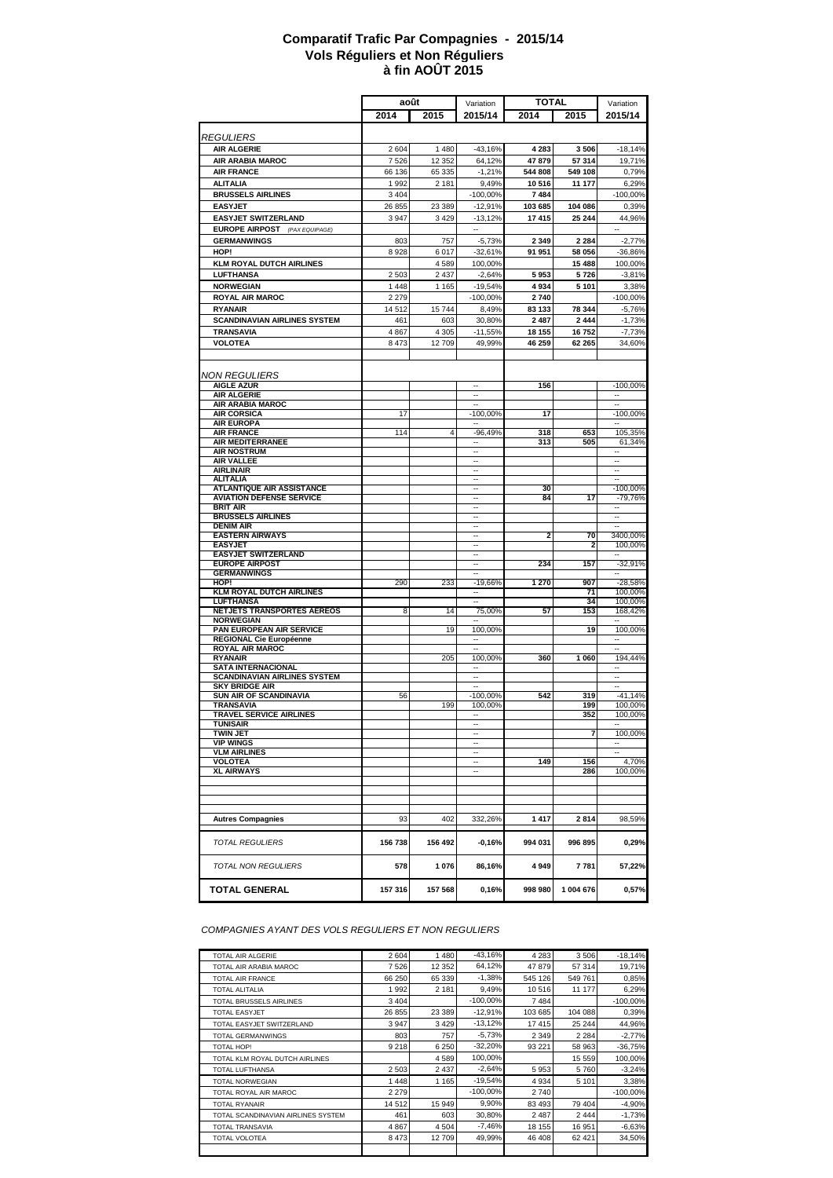# Comparatif Trafic Par Compagnies - 2015/14
## Vols Réguliers et Non Réguliers
## à fin AOÛT 2015

| | août | | Variation | TOTAL | | Variation |
|---|---|---|---|---|---|---|
| | 2014 | 2015 | 2015/14 | 2014 | 2015 | 2015/14 |
| *REGULIERS* | | | | | | |
| AIR ALGERIE | 2 604 | 1 480 | -43,16% | 4 283 | 3 506 | -18,14% |
| AIR ARABIA MAROC | 7 526 | 12 352 | 64,12% | 47 879 | 57 314 | 19,71% |
| AIR FRANCE | 66 136 | 65 335 | -1,21% | 544 808 | 549 108 | 0,79% |
| ALITALIA | 1 992 | 2 181 | 9,49% | 10 516 | 11 177 | 6,29% |
| BRUSSELS AIRLINES | 3 404 | | -100,00% | 7 484 | | -100,00% |
| EASYJET | 26 855 | 23 389 | -12,91% | 103 685 | 104 086 | 0,39% |
| EASYJET SWITZERLAND | 3 947 | 3 429 | -13,12% | 17 415 | 25 244 | 44,96% |
| EUROPE AIRPOST (PAX EQUIPAGE) | | | -- | | | -- |
| GERMANWINGS | 803 | 757 | -5,73% | 2 349 | 2 284 | -2,77% |
| HOP! | 8 928 | 6 017 | -32,61% | 91 951 | 58 056 | -36,86% |
| KLM ROYAL DUTCH AIRLINES | | 4 589 | 100,00% | | 15 488 | 100,00% |
| LUFTHANSA | 2 503 | 2 437 | -2,64% | 5 953 | 5 726 | -3,81% |
| NORWEGIAN | 1 448 | 1 165 | -19,54% | 4 934 | 5 101 | 3,38% |
| ROYAL AIR MAROC | 2 279 | | -100,00% | 2 740 | | -100,00% |
| RYANAIR | 14 512 | 15 744 | 8,49% | 83 133 | 78 344 | -5,76% |
| SCANDINAVIAN AIRLINES SYSTEM | 461 | 603 | 30,80% | 2 487 | 2 444 | -1,73% |
| TRANSAVIA | 4 867 | 4 305 | -11,55% | 18 155 | 16 752 | -7,73% |
| VOLOTEA | 8 473 | 12 709 | 49,99% | 46 259 | 62 265 | 34,60% |
| *NON REGULIERS* | | | | | | |
| AIGLE AZUR | | | -- | 156 | | -100,00% |
| AIR ALGERIE | | | -- | | | -- |
| AIR ARABIA MAROC | | | -- | | | |
| AIR CORSICA | 17 | | -100,00% | 17 | | -100,00% |
| AIR EUROPA | | | -- | | | -- |
| AIR FRANCE | 114 | 4 | -96,49% | 318 | 653 | 105,35% |
| AIR MEDITERRANEE | | | -- | 313 | 505 | 61,34% |
| AIR NOSTRUM | | | -- | | | -- |
| AIR VALLEE | | | -- | | | -- |
| AIRLINAIR | | | -- | | | -- |
| ALITALIA | | | -- | | | -- |
| ATLANTIQUE AIR ASSISTANCE | | | -- | 30 | | -100,00% |
| AVIATION DEFENSE SERVICE | | | -- | 84 | 17 | -79,76% |
| BRIT AIR | | | -- | | | -- |
| BRUSSELS AIRLINES | | | -- | | | -- |
| DENIM AIR | | | -- | | | -- |
| EASTERN AIRWAYS | | | -- | 2 | 70 | 3400,00% |
| EASYJET | | | -- | | 2 | 100,00% |
| EASYJET SWITZERLAND | | | -- | | | -- |
| EUROPE AIRPOST | | | -- | 234 | 157 | -32,91% |
| GERMANWINGS | | | -- | | | -- |
| HOP! | 290 | 233 | -19,66% | 1 270 | 907 | -28,58% |
| KLM ROYAL DUTCH AIRLINES | | | -- | | 71 | 100,00% |
| LUFTHANSA | | | -- | | 34 | 100,00% |
| NETJETS TRANSPORTES AEREOS | 8 | 14 | 75,00% | 57 | 153 | 168,42% |
| NORWEGIAN | | | -- | | | -- |
| PAN EUROPEAN AIR SERVICE | | 19 | 100,00% | | 19 | 100,00% |
| REGIONAL Cie Européenne | | | -- | | | -- |
| ROYAL AIR MAROC | | | -- | | | -- |
| RYANAIR | | 205 | 100,00% | 360 | 1 060 | 194,44% |
| SATA INTERNACIONAL | | | -- | | | -- |
| SCANDINAVIAN AIRLINES SYSTEM | | | -- | | | -- |
| SKY BRIDGE AIR | | | -- | | | -- |
| SUN AIR OF SCANDINAVIA | 56 | | -100,00% | 542 | 319 | -41,14% |
| TRANSAVIA | | 199 | 100,00% | | 199 | 100,00% |
| TRAVEL SERVICE AIRLINES | | | -- | | 352 | 100,00% |
| TUNISAIR | | | -- | | | -- |
| TWIN JET | | | -- | | 7 | 100,00% |
| VIP WINGS | | | -- | | | -- |
| VLM AIRLINES | | | -- | | | -- |
| VOLOTEA | | | -- | 149 | 156 | 4,70% |
| XL AIRWAYS | | | -- | | 286 | 100,00% |
| **Autres Compagnies** | 93 | 402 | 332,26% | 1 417 | 2 814 | 98,59% |
| *TOTAL REGULIERS* | **156 738** | **156 492** | **-0,16%** | **994 031** | **996 895** | **0,29%** |
| *TOTAL NON REGULIERS* | **578** | **1 076** | **86,16%** | **4 949** | **7 781** | **57,22%** |
| **TOTAL GENERAL** | **157 316** | **157 568** | **0,16%** | **998 980** | **1 004 676** | **0,57%** |

*COMPAGNIES AYANT DES VOLS REGULIERS ET NON REGULIERS*

| | | | | | | |
|---|---|---|---|---|---|---|
| TOTAL AIR ALGERIE | 2 604 | 1 480 | -43,16% | 4 283 | 3 506 | -18,14% |
| TOTAL AIR ARABIA MAROC | 7 526 | 12 352 | 64,12% | 47 879 | 57 314 | 19,71% |
| TOTAL AIR FRANCE | 66 250 | 65 339 | -1,38% | 545 126 | 549 761 | 0,85% |
| TOTAL ALITALIA | 1 992 | 2 181 | 9,49% | 10 516 | 11 177 | 6,29% |
| TOTAL BRUSSELS AIRLINES | 3 404 | | -100,00% | 7 484 | | -100,00% |
| TOTAL EASYJET | 26 855 | 23 389 | -12,91% | 103 685 | 104 088 | 0,39% |
| TOTAL EASYJET SWITZERLAND | 3 947 | 3 429 | -13,12% | 17 415 | 25 244 | 44,96% |
| TOTAL GERMANWINGS | 803 | 757 | -5,73% | 2 349 | 2 284 | -2,77% |
| TOTAL HOP! | 9 218 | 6 250 | -32,20% | 93 221 | 58 963 | -36,75% |
| TOTAL KLM ROYAL DUTCH AIRLINES | | 4 589 | 100,00% | | 15 559 | 100,00% |
| TOTAL LUFTHANSA | 2 503 | 2 437 | -2,64% | 5 953 | 5 760 | -3,24% |
| TOTAL NORWEGIAN | 1 448 | 1 165 | -19,54% | 4 934 | 5 101 | 3,38% |
| TOTAL ROYAL AIR MAROC | 2 279 | | -100,00% | 2 740 | | -100,00% |
| TOTAL RYANAIR | 14 512 | 15 949 | 9,90% | 83 493 | 79 404 | -4,90% |
| TOTAL SCANDINAVIAN AIRLINES SYSTEM | 461 | 603 | 30,80% | 2 487 | 2 444 | -1,73% |
| TOTAL TRANSAVIA | 4 867 | 4 504 | -7,46% | 18 155 | 16 951 | -6,63% |
| TOTAL VOLOTEA | 8 473 | 12 709 | 49,99% | 46 408 | 62 421 | 34,50% |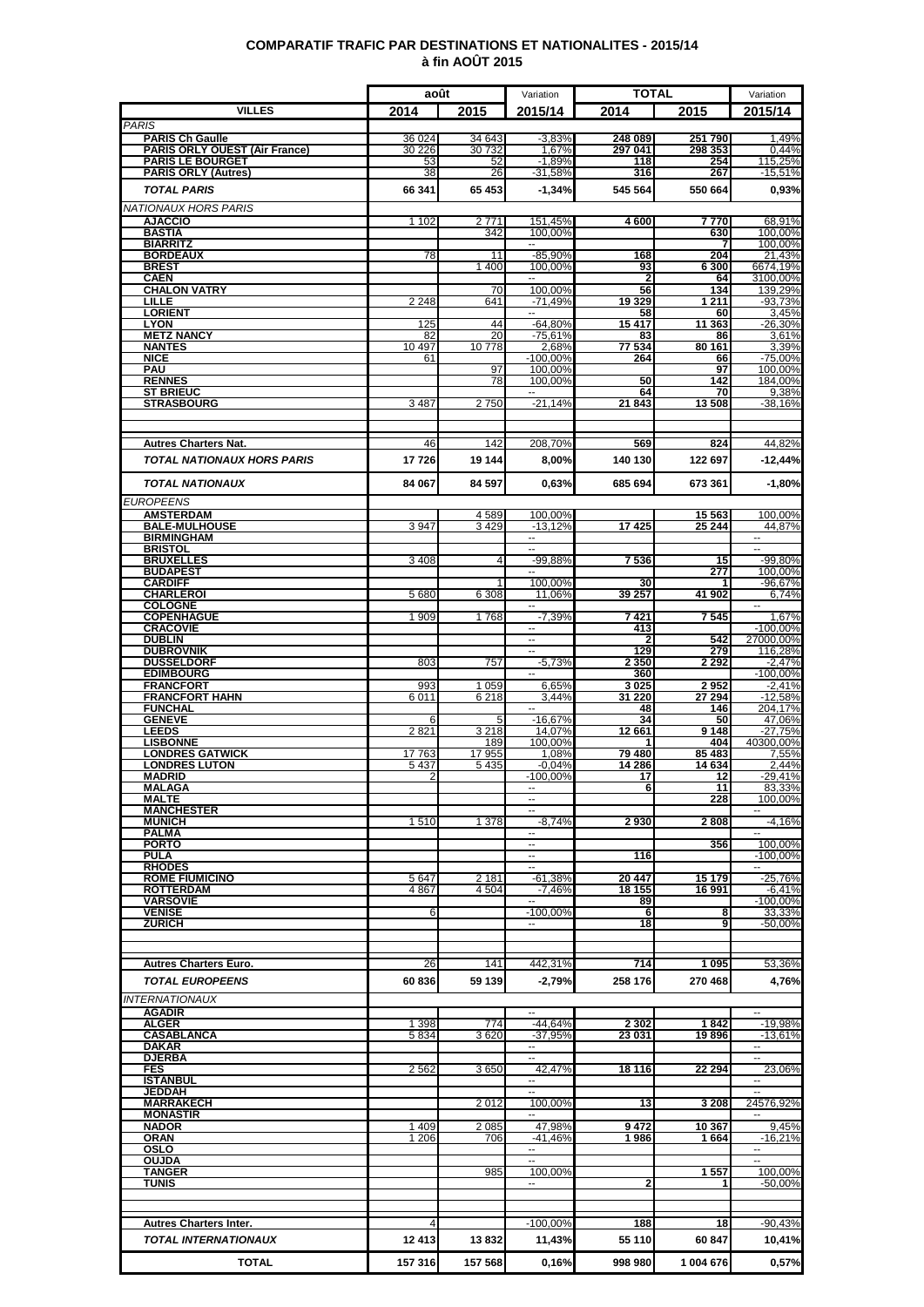# COMPARATIF TRAFIC PAR DESTINATIONS ET NATIONALITES - 2015/14
## à fin AOÛT 2015

| VILLES | août | | Variation | TOTAL | | Variation |
|---|---|---|---|---|---|---|
| | 2014 | 2015 | 2015/14 | 2014 | 2015 | 2015/14 |
| *PARIS* | | | | | | |
| **PARIS Ch Gaulle** | 36 024 | 34 643 | -3,83% | 248 089 | 251 790 | 1,49% |
| **PARIS ORLY OUEST (Air France)** | 30 226 | 30 732 | 1,67% | 297 041 | 298 353 | 0,44% |
| **PARIS LE BOURGET** | 53 | 52 | -1,89% | 118 | 254 | 115,25% |
| **PARIS ORLY (Autres)** | 38 | 26 | -31,58% | 316 | 267 | -15,51% |
| ***TOTAL PARIS*** | 66 341 | 65 453 | -1,34% | 545 564 | 550 664 | 0,93% |
| *NATIONAUX HORS PARIS* | | | | | | |
| **AJACCIO** | 1 102 | 2 771 | 151,45% | 4 600 | 7 770 | 68,91% |
| **BASTIA** | | 342 | 100,00% | | 630 | 100,00% |
| **BIARRITZ** | | | -- | | 7 | 100,00% |
| **BORDEAUX** | 78 | 11 | -85,90% | 168 | 204 | 21,43% |
| **BREST** | | 1 400 | 100,00% | 93 | 6 300 | 6674,19% |
| **CAEN** | | | -- | 2 | 64 | 3100,00% |
| **CHALON VATRY** | | 70 | 100,00% | 56 | 134 | 139,29% |
| **LILLE** | 2 248 | 641 | -71,49% | 19 329 | 1 211 | -93,73% |
| **LORIENT** | | | -- | 58 | 60 | 3,45% |
| **LYON** | 125 | 44 | -64,80% | 15 417 | 11 363 | -26,30% |
| **METZ NANCY** | 82 | 20 | -75,61% | 83 | 86 | 3,61% |
| **NANTES** | 10 497 | 10 778 | 2,68% | 77 534 | 80 161 | 3,39% |
| **NICE** | 61 | | -100,00% | 264 | 66 | -75,00% |
| **PAU** | | 97 | 100,00% | | 97 | 100,00% |
| **RENNES** | | 78 | 100,00% | 50 | 142 | 184,00% |
| **ST BRIEUC** | | | -- | 64 | 70 | 9,38% |
| **STRASBOURG** | 3 487 | 2 750 | -21,14% | 21 843 | 13 508 | -38,16% |
| **Autres Charters Nat.** | 46 | 142 | 208,70% | 569 | 824 | 44,82% |
| ***TOTAL NATIONAUX HORS PARIS*** | 17 726 | 19 144 | 8,00% | 140 130 | 122 697 | -12,44% |
| ***TOTAL NATIONAUX*** | 84 067 | 84 597 | 0,63% | 685 694 | 673 361 | -1,80% |
| *EUROPEENS* | | | | | | |
| **AMSTERDAM** | | 4 589 | 100,00% | | 15 563 | 100,00% |
| **BALE-MULHOUSE** | 3 947 | 3 429 | -13,12% | 17 425 | 25 244 | 44,87% |
| **BIRMINGHAM** | | | -- | | | -- |
| **BRISTOL** | | | -- | | | -- |
| **BRUXELLES** | 3 408 | 4 | -99,88% | 7 536 | 15 | -99,80% |
| **BUDAPEST** | | | -- | | 277 | 100,00% |
| **CARDIFF** | | 1 | 100,00% | 30 | 1 | -96,67% |
| **CHARLEROI** | 5 680 | 6 308 | 11,06% | 39 257 | 41 902 | 6,74% |
| **COLOGNE** | | | -- | | | -- |
| **COPENHAGUE** | 1 909 | 1 768 | -7,39% | 7 421 | 7 545 | 1,67% |
| **CRACOVIE** | | | -- | 413 | | -100,00% |
| **DUBLIN** | | | -- | 2 | 542 | 27000,00% |
| **DUBROVNIK** | | | -- | 129 | 279 | 116,28% |
| **DUSSELDORF** | 803 | 757 | -5,73% | 2 350 | 2 292 | -2,47% |
| **EDIMBOURG** | | | -- | 360 | | -100,00% |
| **FRANCFORT** | 993 | 1 059 | 6,65% | 3 025 | 2 952 | -2,41% |
| **FRANCFORT HAHN** | 6 011 | 6 218 | 3,44% | 31 220 | 27 294 | -12,58% |
| **FUNCHAL** | | | -- | 48 | 146 | 204,17% |
| **GENEVE** | 6 | 5 | -16,67% | 34 | 50 | 47,06% |
| **LEEDS** | 2 821 | 3 218 | 14,07% | 12 661 | 9 148 | -27,75% |
| **LISBONNE** | | 189 | 100,00% | 1 | 404 | 40300,00% |
| **LONDRES GATWICK** | 17 763 | 17 955 | 1,08% | 79 480 | 85 483 | 7,55% |
| **LONDRES LUTON** | 5 437 | 5 435 | -0,04% | 14 286 | 14 634 | 2,44% |
| **MADRID** | 2 | | -100,00% | 17 | 12 | -29,41% |
| **MALAGA** | | | -- | 6 | 11 | 83,33% |
| **MALTE** | | | -- | | 228 | 100,00% |
| **MANCHESTER** | | | -- | | | -- |
| **MUNICH** | 1 510 | 1 378 | -8,74% | 2 930 | 2 808 | -4,16% |
| **PALMA** | | | -- | | | -- |
| **PORTO** | | | -- | | 356 | 100,00% |
| **PULA** | | | -- | 116 | | -100,00% |
| **RHODES** | | | -- | | | -- |
| **ROME FIUMICINO** | 5 647 | 2 181 | -61,38% | 20 447 | 15 179 | -25,76% |
| **ROTTERDAM** | 4 867 | 4 504 | -7,46% | 18 155 | 16 991 | -6,41% |
| **VARSOVIE** | | | -- | 89 | | -100,00% |
| **VENISE** | 6 | | -100,00% | 6 | 8 | 33,33% |
| **ZURICH** | | | -- | 18 | 9 | -50,00% |
| **Autres Charters Euro.** | 26 | 141 | 442,31% | 714 | 1 095 | 53,36% |
| ***TOTAL EUROPEENS*** | 60 836 | 59 139 | -2,79% | 258 176 | 270 468 | 4,76% |
| *INTERNATIONAUX* | | | | | | |
| **AGADIR** | | | -- | | | -- |
| **ALGER** | 1 398 | 774 | -44,64% | 2 302 | 1 842 | -19,98% |
| **CASABLANCA** | 5 834 | 3 620 | -37,95% | 23 031 | 19 896 | -13,61% |
| **DAKAR** | | | -- | | | -- |
| **DJERBA** | | | -- | | | -- |
| **FES** | 2 562 | 3 650 | 42,47% | 18 116 | 22 294 | 23,06% |
| **ISTANBUL** | | | -- | | | -- |
| **JEDDAH** | | | -- | | | -- |
| **MARRAKECH** | | 2 012 | 100,00% | 13 | 3 208 | 24576,92% |
| **MONASTIR** | | | -- | | | -- |
| **NADOR** | 1 409 | 2 085 | 47,98% | 9 472 | 10 367 | 9,45% |
| **ORAN** | 1 206 | 706 | -41,46% | 1 986 | 1 664 | -16,21% |
| **OSLO** | | | -- | | | -- |
| **OUJDA** | | | -- | | | -- |
| **TANGER** | | 985 | 100,00% | | 1 557 | 100,00% |
| **TUNIS** | | | -- | 2 | 1 | -50,00% |
| **Autres Charters Inter.** | 4 | | -100,00% | 188 | 18 | -90,43% |
| ***TOTAL INTERNATIONAUX*** | 12 413 | 13 832 | 11,43% | 55 110 | 60 847 | 10,41% |
| **TOTAL** | 157 316 | 157 568 | 0,16% | 998 980 | 1 004 676 | 0,57% |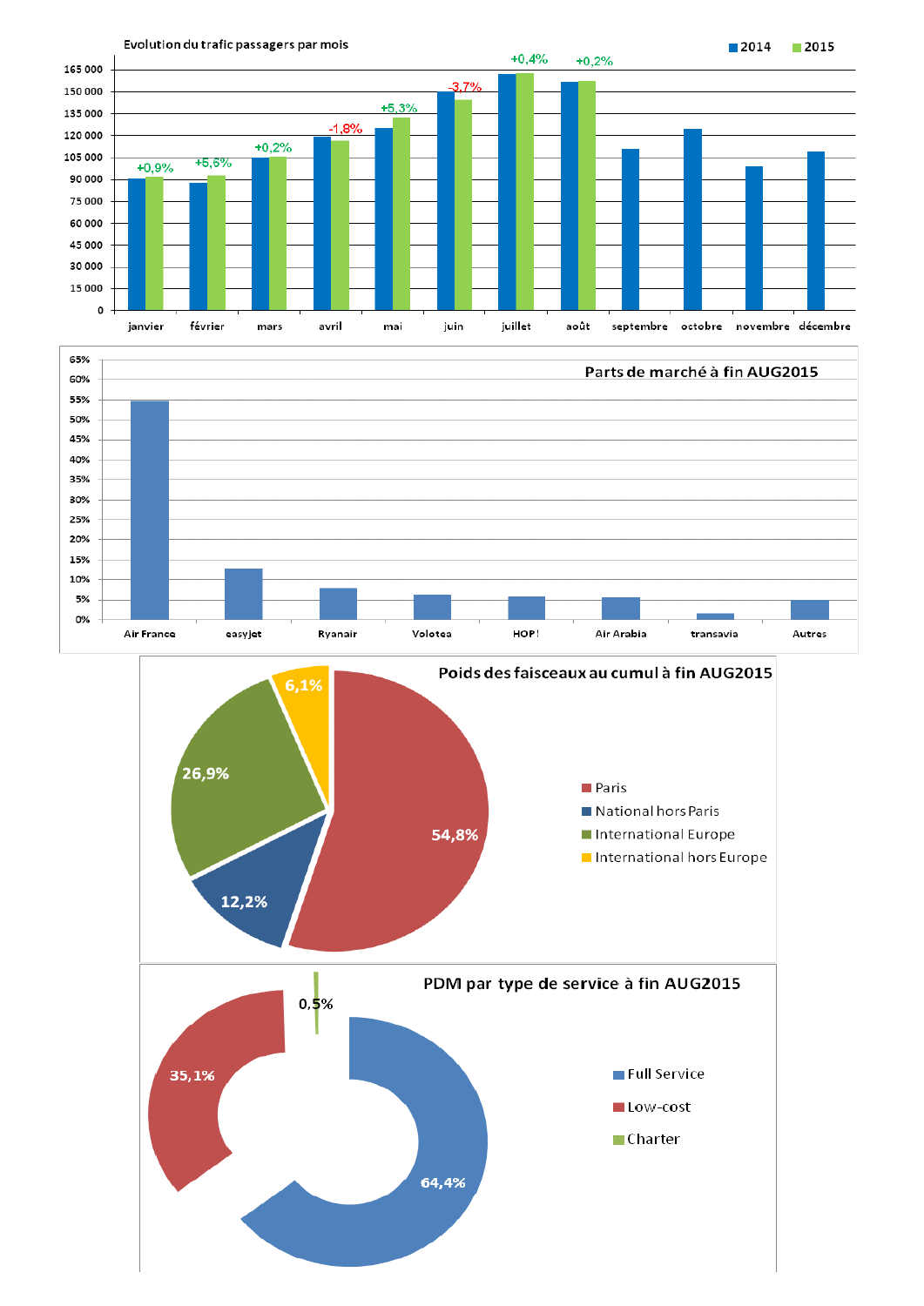Evolution du trafic passagers par mois

2014
2015

165 000
150 000
135 000
120 000
105 000
90 000
75 000
60 000
45 000
30 000
15 000
0

+0,9%
+5,6%
+0,2%
-1,8%
+5,3%
-3,7%
+0,4%
+0,2%

janvier
février
mars
avril
mai
juin
juillet
août
septembre
octobre
novembre
décembre

Parts de marché à fin AUG2015

65%
60%
55%
50%
45%
40%
35%
30%
25%
20%
15%
10%
5%
0%

Air France
easyjet
Ryanair
Volotea
HOP!
Air Arabia
transavia
Autres

Poids des faisceaux au cumul à fin AUG2015

54,8%
12,2%
26,9%
6,1%

Paris
National hors Paris
International Europe
International hors Europe

PDM par type de service à fin AUG2015

64,4%
35,1%
0,5%

Full Service
Low-cost
Charter